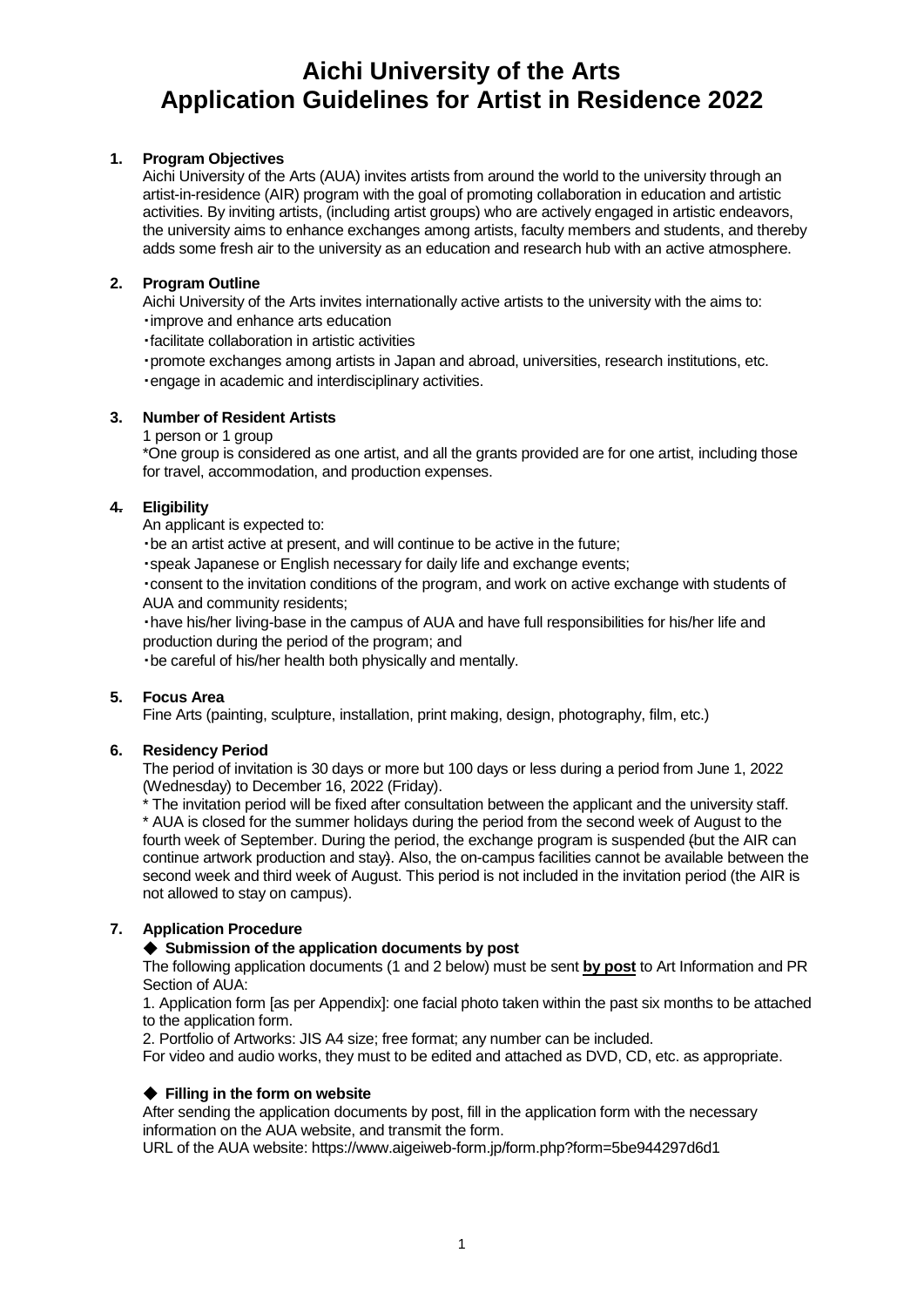# Aichi University of the Arts
# Application Guidelines for Artist in Residence 2022

## 1. Program Objectives

Aichi University of the Arts (AUA) invites artists from around the world to the university through an artist-in-residence (AIR) program with the goal of promoting collaboration in education and artistic activities. By inviting artists, (including artist groups) who are actively engaged in artistic endeavors, the university aims to enhance exchanges among artists, faculty members and students, and thereby adds some fresh air to the university as an education and research hub with an active atmosphere.

## 2. Program Outline

Aichi University of the Arts invites internationally active artists to the university with the aims to:

・improve and enhance arts education

・facilitate collaboration in artistic activities

・promote exchanges among artists in Japan and abroad, universities, research institutions, etc.

・engage in academic and interdisciplinary activities.

## 3. Number of Resident Artists

1 person or 1 group

*One group is considered as one artist, and all the grants provided are for one artist, including those for travel, accommodation, and production expenses.

## 4. Eligibility

An applicant is expected to:

・be an artist active at present, and will continue to be active in the future;

・speak Japanese or English necessary for daily life and exchange events;

・consent to the invitation conditions of the program, and work on active exchange with students of AUA and community residents;

・have his/her living-base in the campus of AUA and have full responsibilities for his/her life and production during the period of the program; and

・be careful of his/her health both physically and mentally.

## 5. Focus Area

Fine Arts (painting, sculpture, installation, print making, design, photography, film, etc.)

## 6. Residency Period

The period of invitation is 30 days or more but 100 days or less during a period from June 1, 2022 (Wednesday) to December 16, 2022 (Friday).

* The invitation period will be fixed after consultation between the applicant and the university staff.

* AUA is closed for the summer holidays during the period from the second week of August to the fourth week of September. During the period, the exchange program is suspended (but the AIR can continue artwork production and stay). Also, the on-campus facilities cannot be available between the second week and third week of August. This period is not included in the invitation period (the AIR is not allowed to stay on campus).

## 7. Application Procedure

### ◆ Submission of the application documents by post

The following application documents (1 and 2 below) must be sent **by post** to Art Information and PR Section of AUA:

1. Application form [as per Appendix]: one facial photo taken within the past six months to be attached to the application form.

2. Portfolio of Artworks: JIS A4 size; free format; any number can be included.

For video and audio works, they must to be edited and attached as DVD, CD, etc. as appropriate.

### ◆ Filling in the form on website

After sending the application documents by post, fill in the application form with the necessary information on the AUA website, and transmit the form.

URL of the AUA website: https://www.aigeiweb-form.jp/form.php?form=5be944297d6d1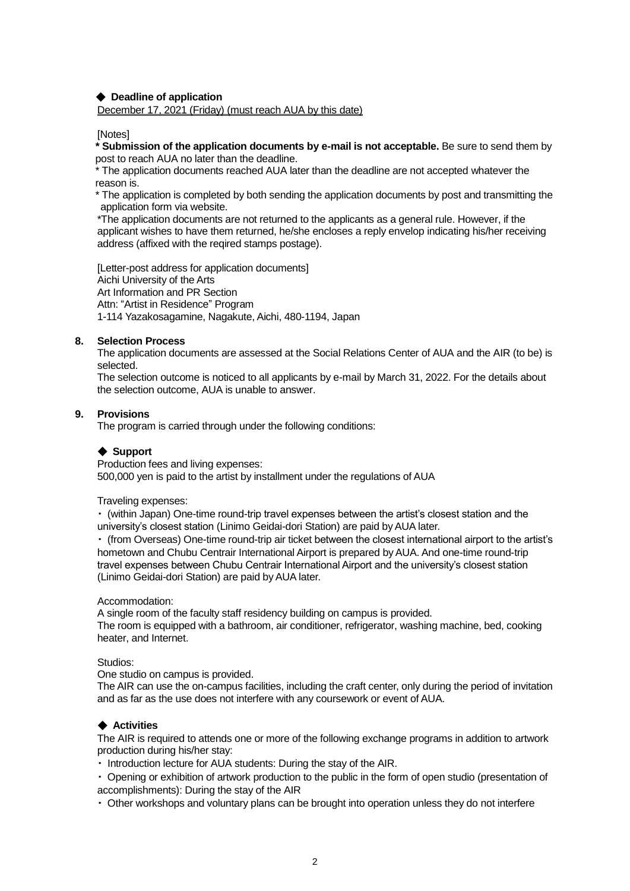◆ **Deadline of application**

<u>December 17, 2021 (Friday) (must reach AUA by this date)</u>

[Notes]

**\* Submission of the application documents by e-mail is not acceptable.** Be sure to send them by post to reach AUA no later than the deadline.

\* The application documents reached AUA later than the deadline are not accepted whatever the reason is.

\* The application is completed by both sending the application documents by post and transmitting the application form via website.

\*The application documents are not returned to the applicants as a general rule. However, if the applicant wishes to have them returned, he/she encloses a reply envelop indicating his/her receiving address (affixed with the reqired stamps postage).

[Letter-post address for application documents]
Aichi University of the Arts
Art Information and PR Section
Attn: "Artist in Residence" Program
1-114 Yazakosagamine, Nagakute, Aichi, 480-1194, Japan

**8. Selection Process**

The application documents are assessed at the Social Relations Center of AUA and the AIR (to be) is selected.

The selection outcome is noticed to all applicants by e-mail by March 31, 2022. For the details about the selection outcome, AUA is unable to answer.

**9. Provisions**

The program is carried through under the following conditions:

◆ **Support**

Production fees and living expenses:
500,000 yen is paid to the artist by installment under the regulations of AUA

Traveling expenses:

・ (within Japan) One-time round-trip travel expenses between the artist's closest station and the university's closest station (Linimo Geidai-dori Station) are paid by AUA later.

・ (from Overseas) One-time round-trip air ticket between the closest international airport to the artist's hometown and Chubu Centrair International Airport is prepared by AUA. And one-time round-trip travel expenses between Chubu Centrair International Airport and the university's closest station (Linimo Geidai-dori Station) are paid by AUA later.

Accommodation:
A single room of the faculty staff residency building on campus is provided.
The room is equipped with a bathroom, air conditioner, refrigerator, washing machine, bed, cooking heater, and Internet.

Studios:
One studio on campus is provided.
The AIR can use the on-campus facilities, including the craft center, only during the period of invitation and as far as the use does not interfere with any coursework or event of AUA.

◆ **Activities**

The AIR is required to attends one or more of the following exchange programs in addition to artwork production during his/her stay:

・ Introduction lecture for AUA students: During the stay of the AIR.

・ Opening or exhibition of artwork production to the public in the form of open studio (presentation of accomplishments): During the stay of the AIR

・ Other workshops and voluntary plans can be brought into operation unless they do not interfere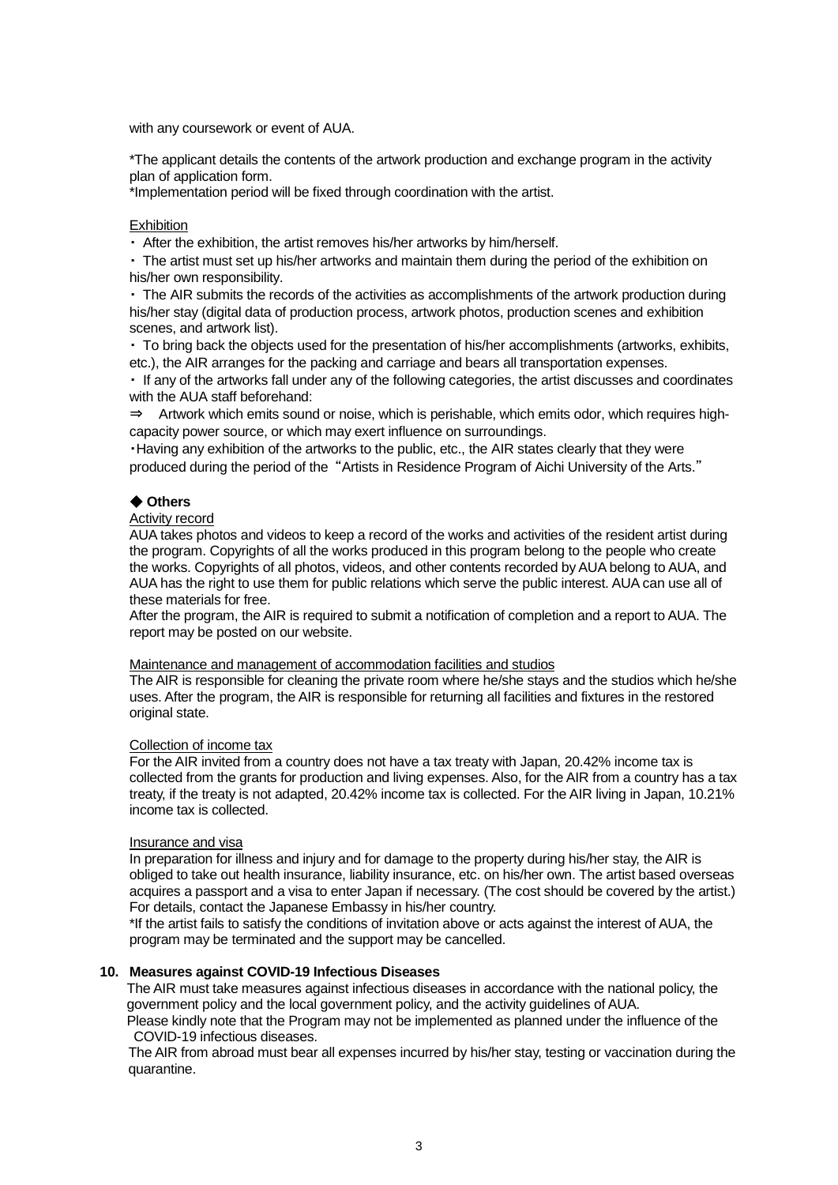with any coursework or event of AUA.

*The applicant details the contents of the artwork production and exchange program in the activity plan of application form.
*Implementation period will be fixed through coordination with the artist.

Exhibition

・ After the exhibition, the artist removes his/her artworks by him/herself.

・ The artist must set up his/her artworks and maintain them during the period of the exhibition on his/her own responsibility.

・ The AIR submits the records of the activities as accomplishments of the artwork production during his/her stay (digital data of production process, artwork photos, production scenes and exhibition scenes, and artwork list).

・ To bring back the objects used for the presentation of his/her accomplishments (artworks, exhibits, etc.), the AIR arranges for the packing and carriage and bears all transportation expenses.

・ If any of the artworks fall under any of the following categories, the artist discusses and coordinates with the AUA staff beforehand:

⇒ Artwork which emits sound or noise, which is perishable, which emits odor, which requires high-capacity power source, or which may exert influence on surroundings.

・Having any exhibition of the artworks to the public, etc., the AIR states clearly that they were produced during the period of the "Artists in Residence Program of Aichi University of the Arts."

### ◆ Others

Activity record

AUA takes photos and videos to keep a record of the works and activities of the resident artist during the program. Copyrights of all the works produced in this program belong to the people who create the works. Copyrights of all photos, videos, and other contents recorded by AUA belong to AUA, and AUA has the right to use them for public relations which serve the public interest. AUA can use all of these materials for free.
After the program, the AIR is required to submit a notification of completion and a report to AUA. The report may be posted on our website.

Maintenance and management of accommodation facilities and studios

The AIR is responsible for cleaning the private room where he/she stays and the studios which he/she uses. After the program, the AIR is responsible for returning all facilities and fixtures in the restored original state.

Collection of income tax

For the AIR invited from a country does not have a tax treaty with Japan, 20.42% income tax is collected from the grants for production and living expenses. Also, for the AIR from a country has a tax treaty, if the treaty is not adapted, 20.42% income tax is collected. For the AIR living in Japan, 10.21% income tax is collected.

Insurance and visa

In preparation for illness and injury and for damage to the property during his/her stay, the AIR is obliged to take out health insurance, liability insurance, etc. on his/her own. The artist based overseas acquires a passport and a visa to enter Japan if necessary. (The cost should be covered by the artist.) For details, contact the Japanese Embassy in his/her country.
*If the artist fails to satisfy the conditions of invitation above or acts against the interest of AUA, the program may be terminated and the support may be cancelled.

## 10. Measures against COVID-19 Infectious Diseases

The AIR must take measures against infectious diseases in accordance with the national policy, the government policy and the local government policy, and the activity guidelines of AUA.
Please kindly note that the Program may not be implemented as planned under the influence of the COVID-19 infectious diseases.
The AIR from abroad must bear all expenses incurred by his/her stay, testing or vaccination during the quarantine.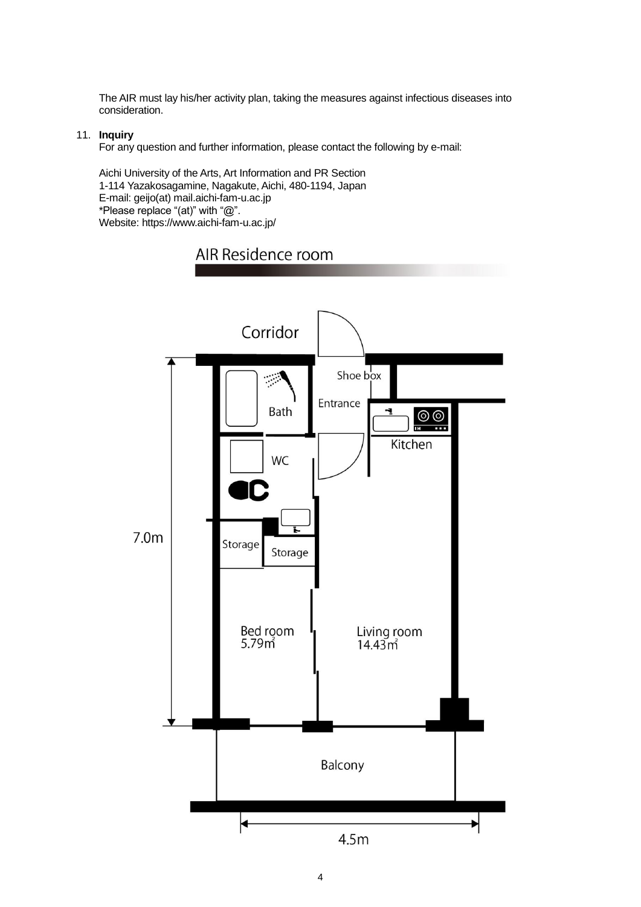The AIR must lay his/her activity plan, taking the measures against infectious diseases into consideration.

11. **Inquiry**
    For any question and further information, please contact the following by e-mail:

    Aichi University of the Arts, Art Information and PR Section
    1-114 Yazakosagamine, Nagakute, Aichi, 480-1194, Japan
    E-mail: geijo(at) mail.aichi-fam-u.ac.jp
    *Please replace "(at)" with "@".
    Website: https://www.aichi-fam-u.ac.jp/

## AIR Residence room

Corridor

Shoe box

Entrance

Bath

Kitchen

WC

Storage

Storage

7.0m

Bed room
5.79㎡

Living room
14.43㎡

Balcony

4.5m